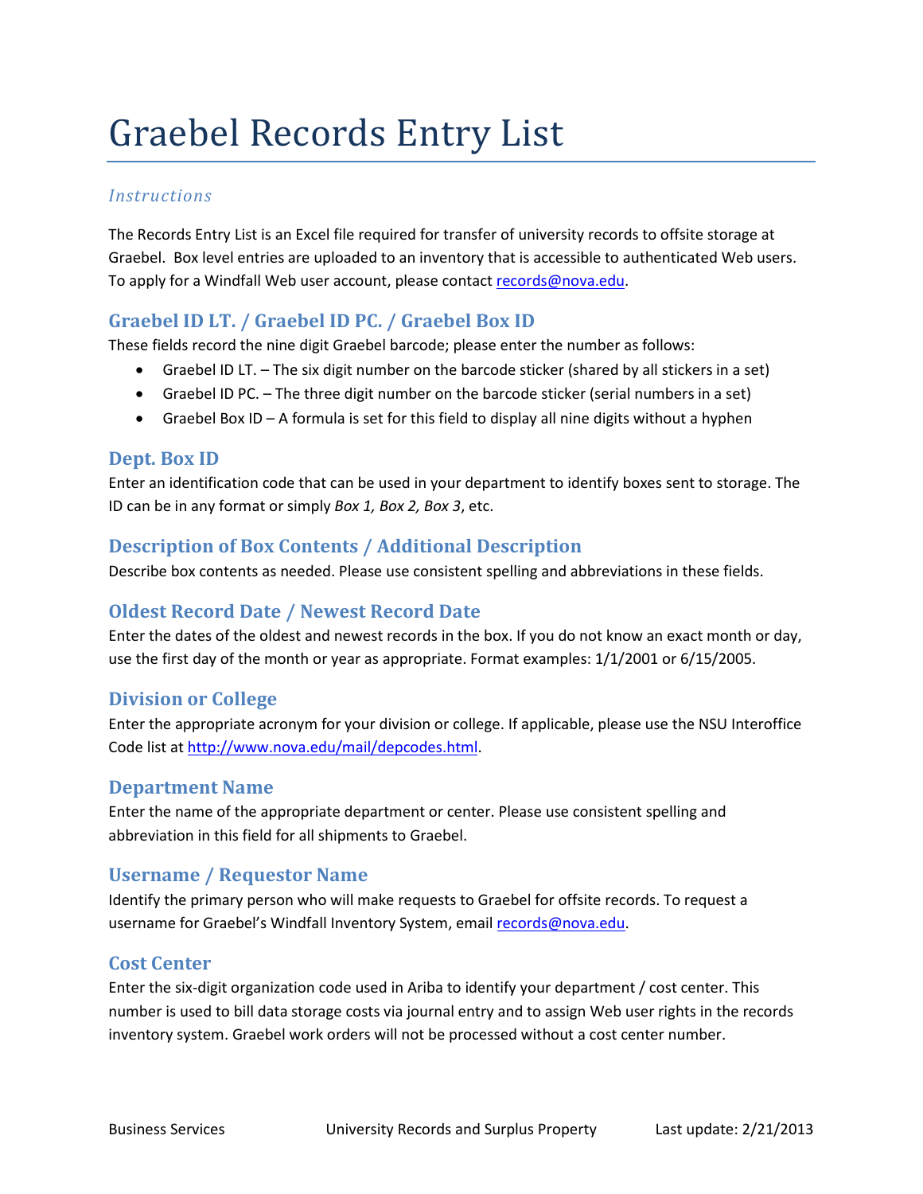# Graebel Records Entry List

*Instructions*

The Records Entry List is an Excel file required for transfer of university records to offsite storage at Graebel. Box level entries are uploaded to an inventory that is accessible to authenticated Web users. To apply for a Windfall Web user account, please contact records@nova.edu.

## Graebel ID LT. / Graebel ID PC. / Graebel Box ID

These fields record the nine digit Graebel barcode; please enter the number as follows:

- Graebel ID LT. – The six digit number on the barcode sticker (shared by all stickers in a set)
- Graebel ID PC. – The three digit number on the barcode sticker (serial numbers in a set)
- Graebel Box ID – A formula is set for this field to display all nine digits without a hyphen

## Dept. Box ID

Enter an identification code that can be used in your department to identify boxes sent to storage. The ID can be in any format or simply *Box 1, Box 2, Box 3*, etc.

## Description of Box Contents / Additional Description

Describe box contents as needed. Please use consistent spelling and abbreviations in these fields.

## Oldest Record Date / Newest Record Date

Enter the dates of the oldest and newest records in the box. If you do not know an exact month or day, use the first day of the month or year as appropriate. Format examples: 1/1/2001 or 6/15/2005.

## Division or College

Enter the appropriate acronym for your division or college. If applicable, please use the NSU Interoffice Code list at http://www.nova.edu/mail/depcodes.html.

## Department Name

Enter the name of the appropriate department or center. Please use consistent spelling and abbreviation in this field for all shipments to Graebel.

## Username / Requestor Name

Identify the primary person who will make requests to Graebel for offsite records. To request a username for Graebel's Windfall Inventory System, email records@nova.edu.

## Cost Center

Enter the six-digit organization code used in Ariba to identify your department / cost center. This number is used to bill data storage costs via journal entry and to assign Web user rights in the records inventory system. Graebel work orders will not be processed without a cost center number.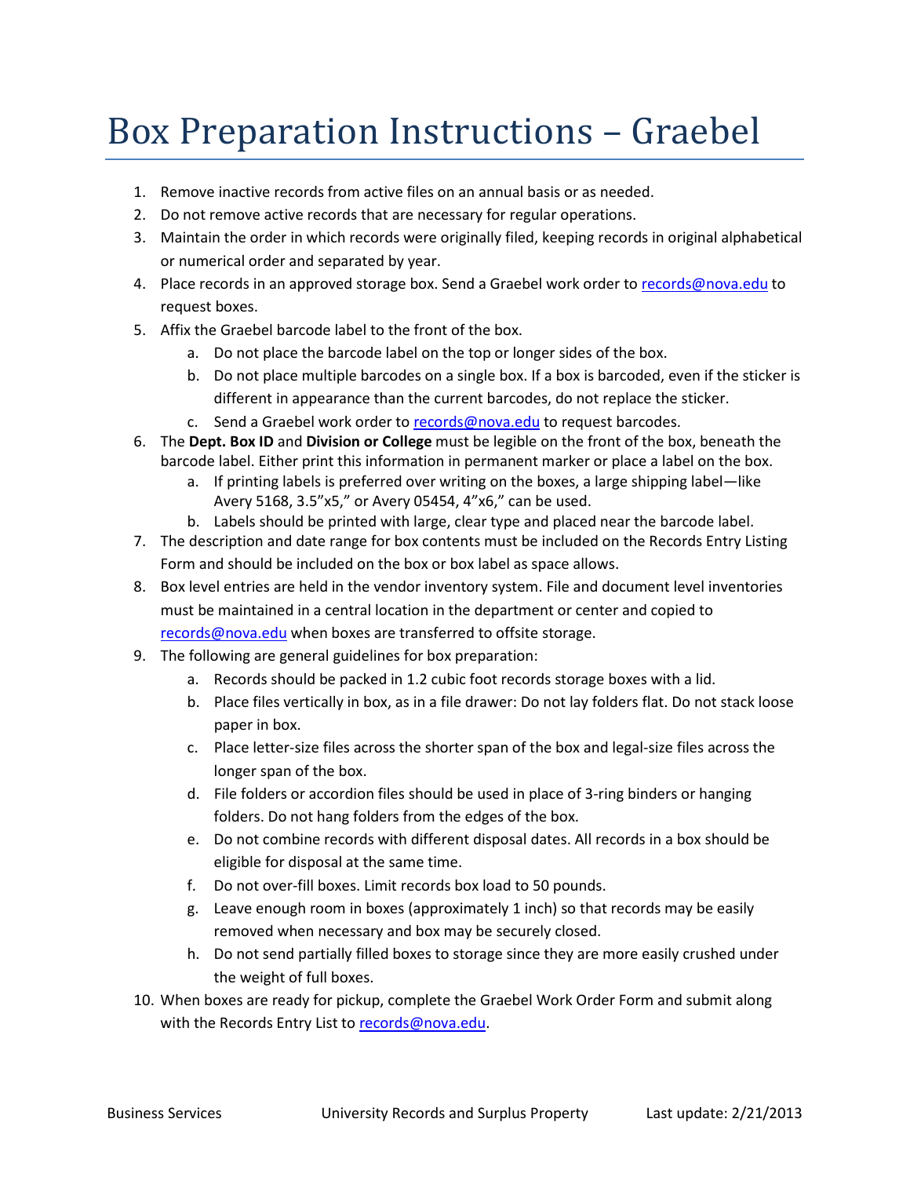# Box Preparation Instructions – Graebel

1. Remove inactive records from active files on an annual basis or as needed.
2. Do not remove active records that are necessary for regular operations.
3. Maintain the order in which records were originally filed, keeping records in original alphabetical or numerical order and separated by year.
4. Place records in an approved storage box. Send a Graebel work order to records@nova.edu to request boxes.
5. Affix the Graebel barcode label to the front of the box.
    a. Do not place the barcode label on the top or longer sides of the box.
    b. Do not place multiple barcodes on a single box. If a box is barcoded, even if the sticker is different in appearance than the current barcodes, do not replace the sticker.
    c. Send a Graebel work order to records@nova.edu to request barcodes.
6. The **Dept. Box ID** and **Division or College** must be legible on the front of the box, beneath the barcode label. Either print this information in permanent marker or place a label on the box.
    a. If printing labels is preferred over writing on the boxes, a large shipping label—like Avery 5168, 3.5"x5," or Avery 05454, 4"x6," can be used.
    b. Labels should be printed with large, clear type and placed near the barcode label.
7. The description and date range for box contents must be included on the Records Entry Listing Form and should be included on the box or box label as space allows.
8. Box level entries are held in the vendor inventory system. File and document level inventories must be maintained in a central location in the department or center and copied to records@nova.edu when boxes are transferred to offsite storage.
9. The following are general guidelines for box preparation:
    a. Records should be packed in 1.2 cubic foot records storage boxes with a lid.
    b. Place files vertically in box, as in a file drawer: Do not lay folders flat. Do not stack loose paper in box.
    c. Place letter-size files across the shorter span of the box and legal-size files across the longer span of the box.
    d. File folders or accordion files should be used in place of 3-ring binders or hanging folders. Do not hang folders from the edges of the box.
    e. Do not combine records with different disposal dates. All records in a box should be eligible for disposal at the same time.
    f. Do not over-fill boxes. Limit records box load to 50 pounds.
    g. Leave enough room in boxes (approximately 1 inch) so that records may be easily removed when necessary and box may be securely closed.
    h. Do not send partially filled boxes to storage since they are more easily crushed under the weight of full boxes.
10. When boxes are ready for pickup, complete the Graebel Work Order Form and submit along with the Records Entry List to records@nova.edu.

Business Services University Records and Surplus Property Last update: 2/21/2013